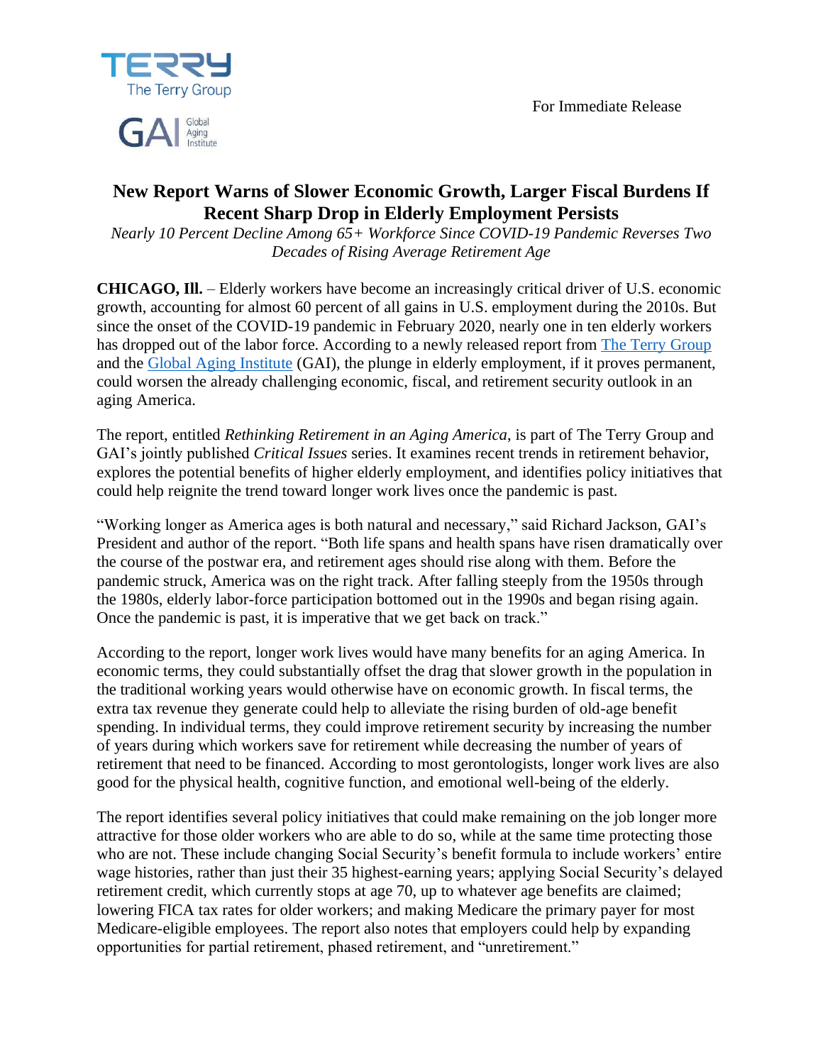For Immediate Release

# New Report Warns of Slower Economic Growth, Larger Fiscal Burdens If Recent Sharp Drop in Elderly Employment Persists

*Nearly 10 Percent Decline Among 65+ Workforce Since COVID-19 Pandemic Reverses Two Decades of Rising Average Retirement Age*

**CHICAGO, Ill.** – Elderly workers have become an increasingly critical driver of U.S. economic growth, accounting for almost 60 percent of all gains in U.S. employment during the 2010s. But since the onset of the COVID-19 pandemic in February 2020, nearly one in ten elderly workers has dropped out of the labor force. According to a newly released report from The Terry Group and the Global Aging Institute (GAI), the plunge in elderly employment, if it proves permanent, could worsen the already challenging economic, fiscal, and retirement security outlook in an aging America.

The report, entitled *Rethinking Retirement in an Aging America*, is part of The Terry Group and GAI's jointly published *Critical Issues* series. It examines recent trends in retirement behavior, explores the potential benefits of higher elderly employment, and identifies policy initiatives that could help reignite the trend toward longer work lives once the pandemic is past.

"Working longer as America ages is both natural and necessary," said Richard Jackson, GAI's President and author of the report. "Both life spans and health spans have risen dramatically over the course of the postwar era, and retirement ages should rise along with them. Before the pandemic struck, America was on the right track. After falling steeply from the 1950s through the 1980s, elderly labor-force participation bottomed out in the 1990s and began rising again. Once the pandemic is past, it is imperative that we get back on track."

According to the report, longer work lives would have many benefits for an aging America. In economic terms, they could substantially offset the drag that slower growth in the population in the traditional working years would otherwise have on economic growth. In fiscal terms, the extra tax revenue they generate could help to alleviate the rising burden of old-age benefit spending. In individual terms, they could improve retirement security by increasing the number of years during which workers save for retirement while decreasing the number of years of retirement that need to be financed. According to most gerontologists, longer work lives are also good for the physical health, cognitive function, and emotional well-being of the elderly.

The report identifies several policy initiatives that could make remaining on the job longer more attractive for those older workers who are able to do so, while at the same time protecting those who are not. These include changing Social Security's benefit formula to include workers' entire wage histories, rather than just their 35 highest-earning years; applying Social Security's delayed retirement credit, which currently stops at age 70, up to whatever age benefits are claimed; lowering FICA tax rates for older workers; and making Medicare the primary payer for most Medicare-eligible employees. The report also notes that employers could help by expanding opportunities for partial retirement, phased retirement, and "unretirement."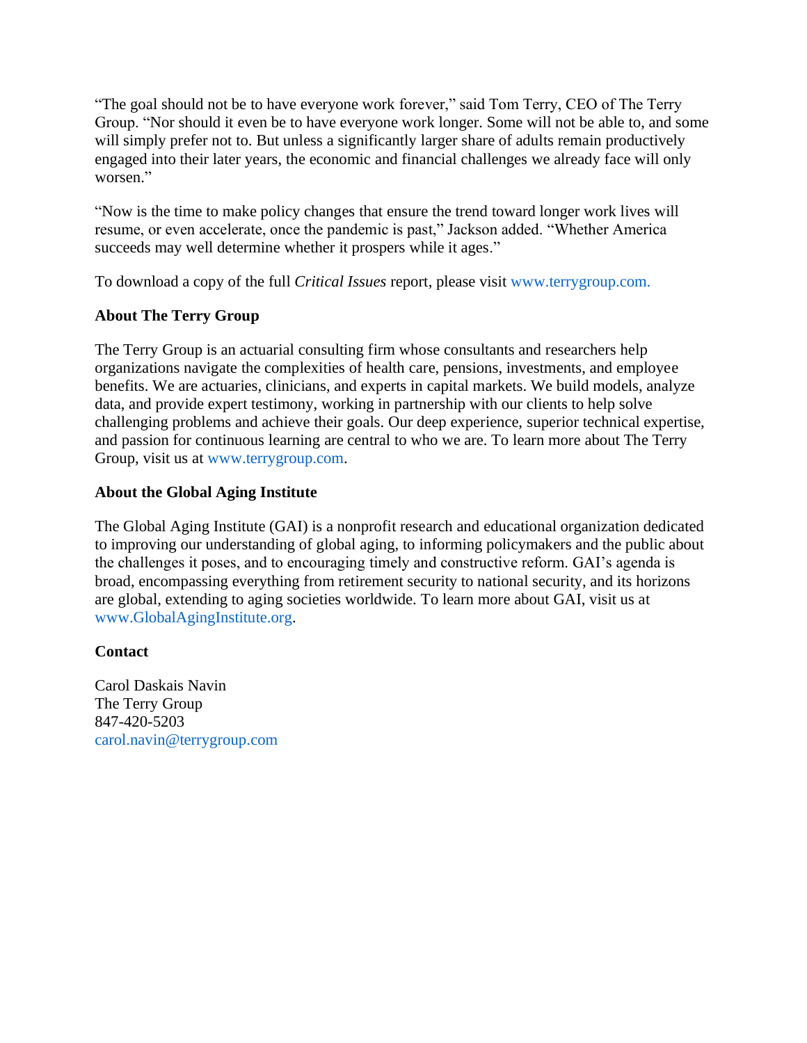"The goal should not be to have everyone work forever," said Tom Terry, CEO of The Terry Group. "Nor should it even be to have everyone work longer. Some will not be able to, and some will simply prefer not to. But unless a significantly larger share of adults remain productively engaged into their later years, the economic and financial challenges we already face will only worsen."

"Now is the time to make policy changes that ensure the trend toward longer work lives will resume, or even accelerate, once the pandemic is past," Jackson added. "Whether America succeeds may well determine whether it prospers while it ages."

To download a copy of the full *Critical Issues* report, please visit www.terrygroup.com.

**About The Terry Group**

The Terry Group is an actuarial consulting firm whose consultants and researchers help organizations navigate the complexities of health care, pensions, investments, and employee benefits. We are actuaries, clinicians, and experts in capital markets. We build models, analyze data, and provide expert testimony, working in partnership with our clients to help solve challenging problems and achieve their goals. Our deep experience, superior technical expertise, and passion for continuous learning are central to who we are. To learn more about The Terry Group, visit us at www.terrygroup.com.

**About the Global Aging Institute**

The Global Aging Institute (GAI) is a nonprofit research and educational organization dedicated to improving our understanding of global aging, to informing policymakers and the public about the challenges it poses, and to encouraging timely and constructive reform. GAI's agenda is broad, encompassing everything from retirement security to national security, and its horizons are global, extending to aging societies worldwide. To learn more about GAI, visit us at www.GlobalAgingInstitute.org.

**Contact**

Carol Daskais Navin
The Terry Group
847-420-5203
carol.navin@terrygroup.com